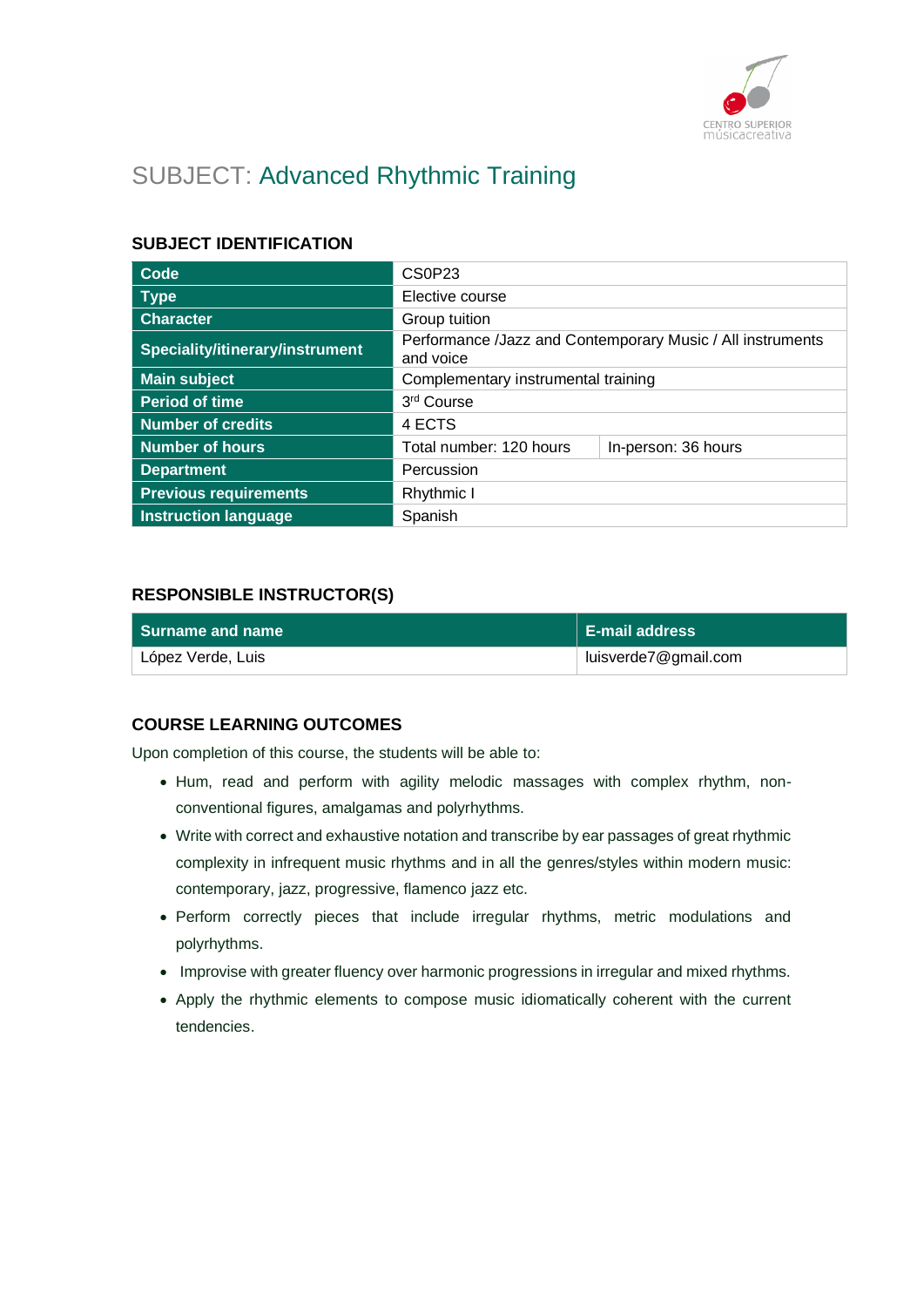# SUBJECT: Advanced Rhythmic Training

## SUBJECT IDENTIFICATION

| | | |
|---|---|---|
| **Code** | CS0P23 | |
| **Type** | Elective course | |
| **Character** | Group tuition | |
| **Speciality/itinerary/instrument** | Performance /Jazz and Contemporary Music / All instruments and voice | |
| **Main subject** | Complementary instrumental training | |
| **Period of time** | 3rd Course | |
| **Number of credits** | 4 ECTS | |
| **Number of hours** | Total number: 120 hours | In-person: 36 hours |
| **Department** | Percussion | |
| **Previous requirements** | Rhythmic I | |
| **Instruction language** | Spanish | |

## RESPONSIBLE INSTRUCTOR(S)

| Surname and name | E-mail address |
|---|---|
| López Verde, Luis | luisverde7@gmail.com |

## COURSE LEARNING OUTCOMES

Upon completion of this course, the students will be able to:

- Hum, read and perform with agility melodic massages with complex rhythm, non-conventional figures, amalgamas and polyrhythms.
- Write with correct and exhaustive notation and transcribe by ear passages of great rhythmic complexity in infrequent music rhythms and in all the genres/styles within modern music: contemporary, jazz, progressive, flamenco jazz etc.
- Perform correctly pieces that include irregular rhythms, metric modulations and polyrhythms.
- Improvise with greater fluency over harmonic progressions in irregular and mixed rhythms.
- Apply the rhythmic elements to compose music idiomatically coherent with the current tendencies.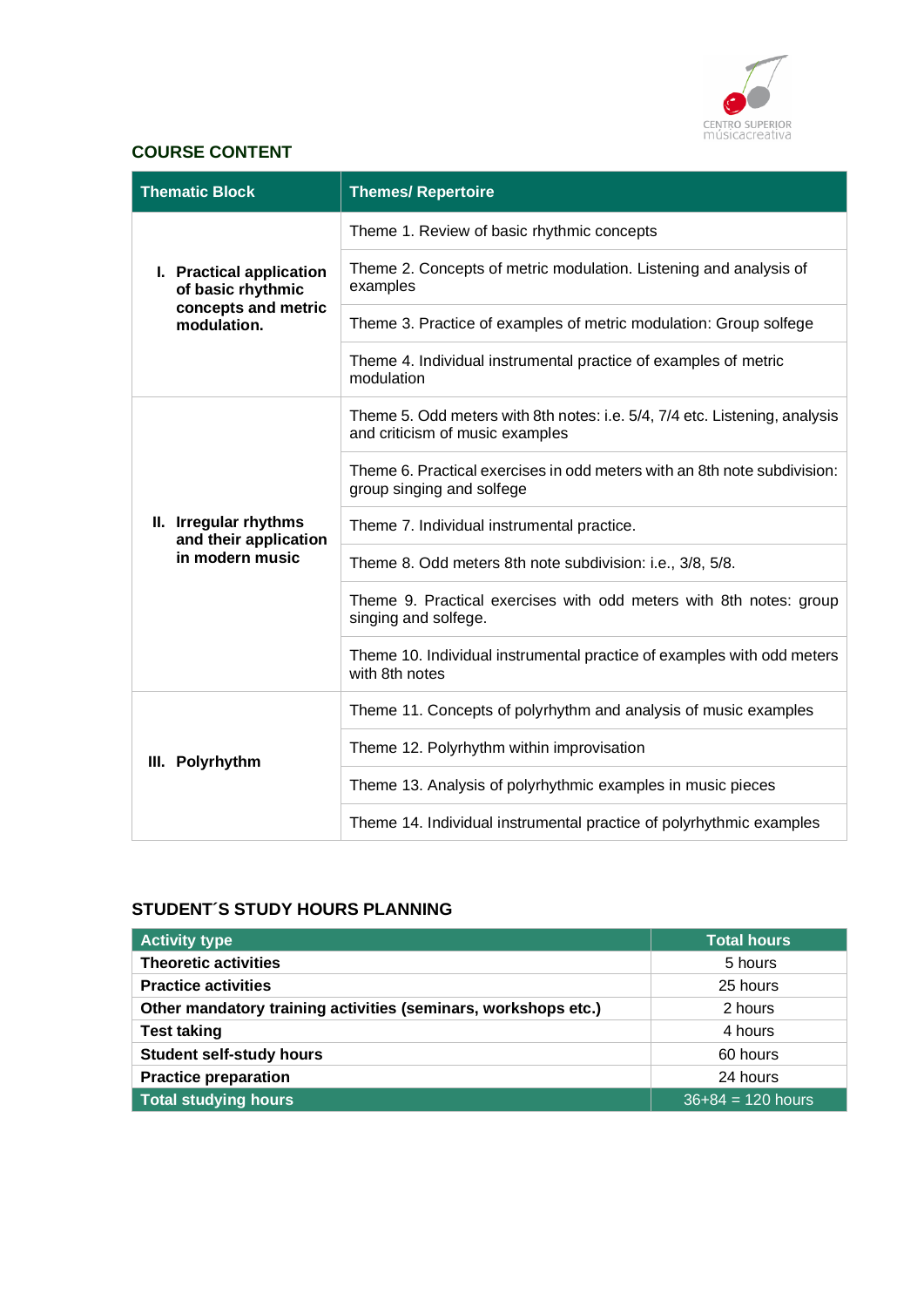## COURSE CONTENT

| Thematic Block | Themes/ Repertoire |
|---|---|
| I. Practical application of basic rhythmic concepts and metric modulation. | Theme 1. Review of basic rhythmic concepts |
| | Theme 2. Concepts of metric modulation. Listening and analysis of examples |
| | Theme 3. Practice of examples of metric modulation: Group solfege |
| | Theme 4. Individual instrumental practice of examples of metric modulation |
| II. Irregular rhythms and their application in modern music | Theme 5. Odd meters with 8th notes: i.e. 5/4, 7/4 etc. Listening, analysis and criticism of music examples |
| | Theme 6. Practical exercises in odd meters with an 8th note subdivision: group singing and solfege |
| | Theme 7. Individual instrumental practice. |
| | Theme 8. Odd meters 8th note subdivision: i.e., 3/8, 5/8. |
| | Theme 9. Practical exercises with odd meters with 8th notes: group singing and solfege. |
| | Theme 10. Individual instrumental practice of examples with odd meters with 8th notes |
| III. Polyrhythm | Theme 11. Concepts of polyrhythm and analysis of music examples |
| | Theme 12. Polyrhythm within improvisation |
| | Theme 13. Analysis of polyrhythmic examples in music pieces |
| | Theme 14. Individual instrumental practice of polyrhythmic examples |

## STUDENT´S STUDY HOURS PLANNING

| Activity type | Total hours |
|---|---|
| **Theoretic activities** | 5 hours |
| **Practice activities** | 25 hours |
| **Other mandatory training activities (seminars, workshops etc.)** | 2 hours |
| **Test taking** | 4 hours |
| **Student self-study hours** | 60 hours |
| **Practice preparation** | 24 hours |
| **Total studying hours** | 36+84 = 120 hours |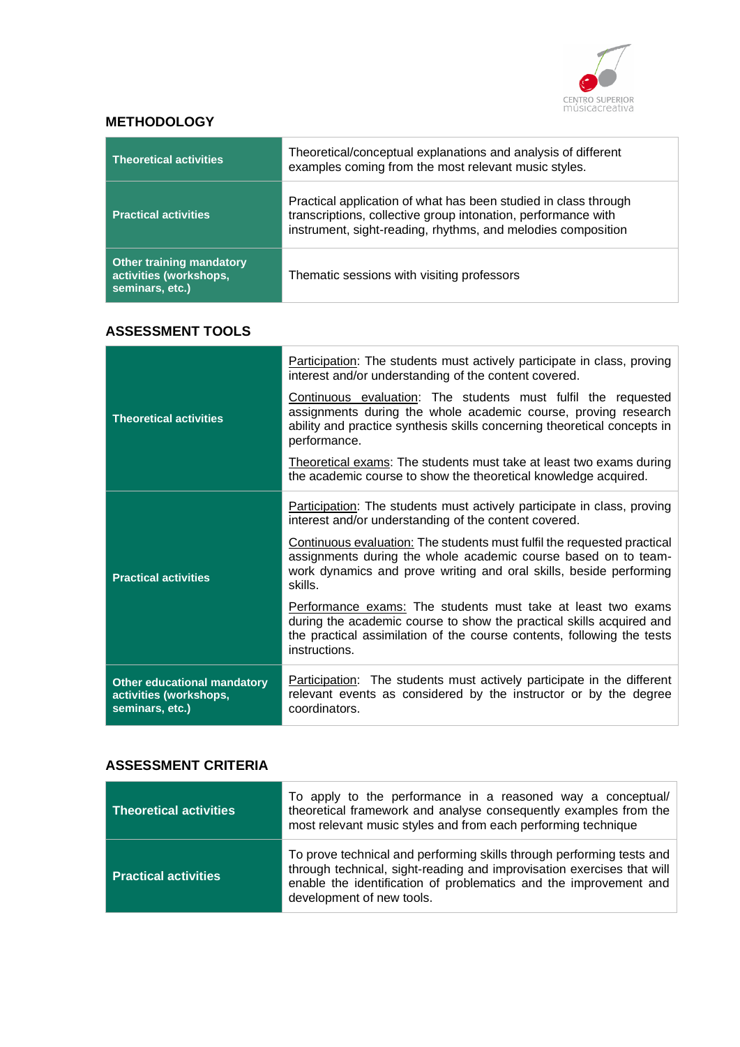### METHODOLOGY

| | |
|---|---|
| **Theoretical activities** | Theoretical/conceptual explanations and analysis of different examples coming from the most relevant music styles. |
| **Practical activities** | Practical application of what has been studied in class through transcriptions, collective group intonation, performance with instrument, sight-reading, rhythms, and melodies composition |
| **Other training mandatory activities (workshops, seminars, etc.)** | Thematic sessions with visiting professors |

### ASSESSMENT TOOLS

| | |
|---|---|
| **Theoretical activities** | Participation: The students must actively participate in class, proving interest and/or understanding of the content covered.<br><br>Continuous evaluation: The students must fulfil the requested assignments during the whole academic course, proving research ability and practice synthesis skills concerning theoretical concepts in performance.<br><br>Theoretical exams: The students must take at least two exams during the academic course to show the theoretical knowledge acquired. |
| **Practical activities** | Participation: The students must actively participate in class, proving interest and/or understanding of the content covered.<br><br>Continuous evaluation: The students must fulfil the requested practical assignments during the whole academic course based on to team-work dynamics and prove writing and oral skills, beside performing skills.<br><br>Performance exams: The students must take at least two exams during the academic course to show the practical skills acquired and the practical assimilation of the course contents, following the tests instructions. |
| **Other educational mandatory activities (workshops, seminars, etc.)** | Participation: The students must actively participate in the different relevant events as considered by the instructor or by the degree coordinators. |

### ASSESSMENT CRITERIA

| | |
|---|---|
| **Theoretical activities** | To apply to the performance in a reasoned way a conceptual/ theoretical framework and analyse consequently examples from the most relevant music styles and from each performing technique |
| **Practical activities** | To prove technical and performing skills through performing tests and through technical, sight-reading and improvisation exercises that will enable the identification of problematics and the improvement and development of new tools. |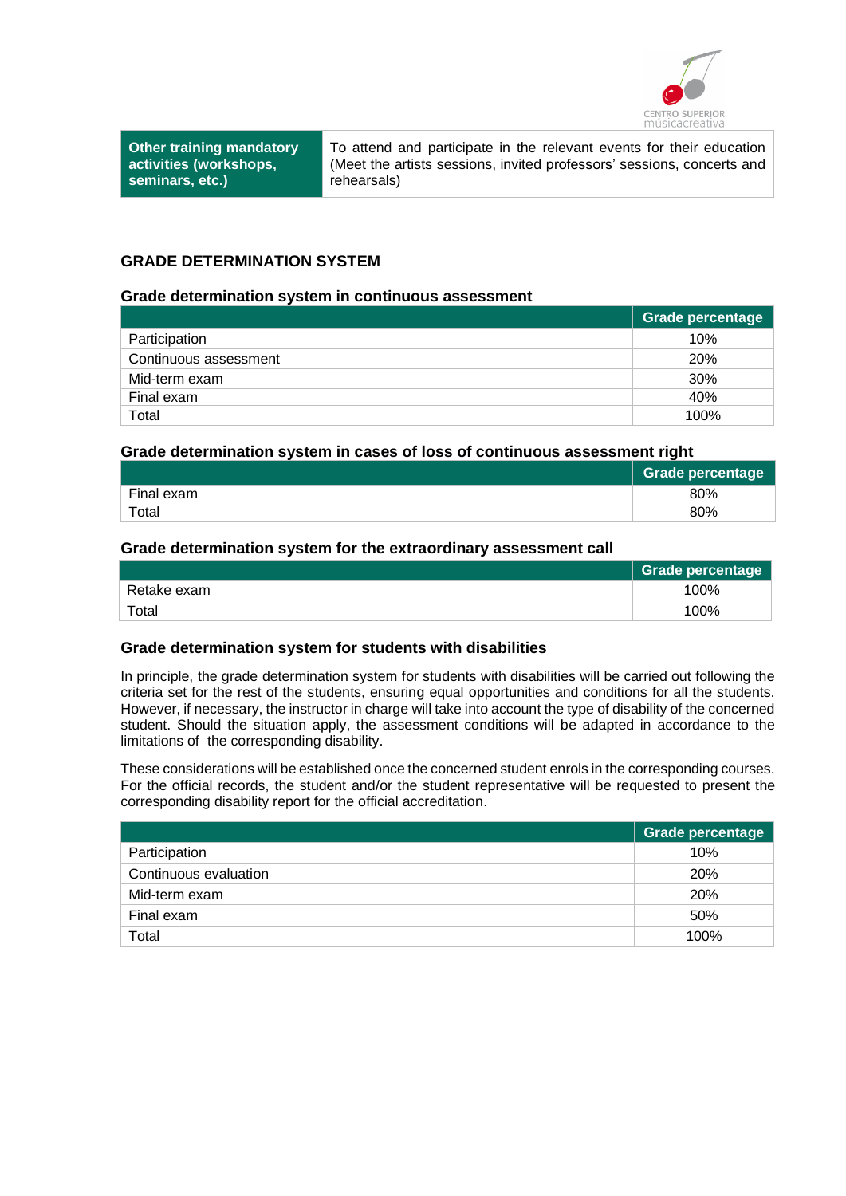| Other training mandatory activities (workshops, seminars, etc.) | To attend and participate in the relevant events for their education (Meet the artists sessions, invited professors' sessions, concerts and rehearsals) |
|---|---|

## GRADE DETERMINATION SYSTEM

### Grade determination system in continuous assessment

| | Grade percentage |
|---|---|
| Participation | 10% |
| Continuous assessment | 20% |
| Mid-term exam | 30% |
| Final exam | 40% |
| Total | 100% |

### Grade determination system in cases of loss of continuous assessment right

| | Grade percentage |
|---|---|
| Final exam | 80% |
| Total | 80% |

### Grade determination system for the extraordinary assessment call

| | Grade percentage |
|---|---|
| Retake exam | 100% |
| Total | 100% |

### Grade determination system for students with disabilities

In principle, the grade determination system for students with disabilities will be carried out following the criteria set for the rest of the students, ensuring equal opportunities and conditions for all the students. However, if necessary, the instructor in charge will take into account the type of disability of the concerned student. Should the situation apply, the assessment conditions will be adapted in accordance to the limitations of the corresponding disability.

These considerations will be established once the concerned student enrols in the corresponding courses. For the official records, the student and/or the student representative will be requested to present the corresponding disability report for the official accreditation.

| | Grade percentage |
|---|---|
| Participation | 10% |
| Continuous evaluation | 20% |
| Mid-term exam | 20% |
| Final exam | 50% |
| Total | 100% |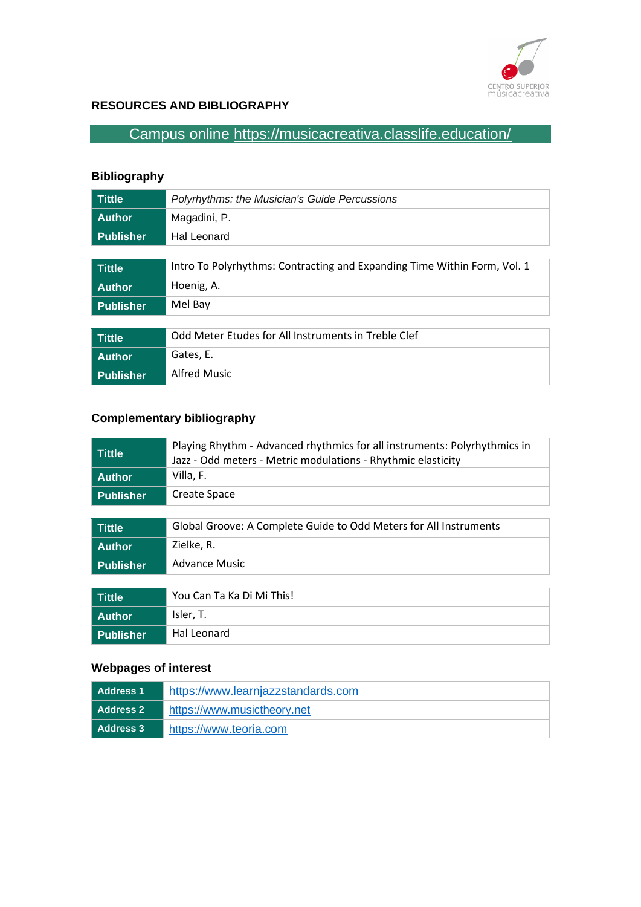## RESOURCES AND BIBLIOGRAPHY

Campus online https://musicacreativa.classlife.education/

### Bibliography

| | |
|---|---|
| **Tittle** | *Polyrhythms: the Musician's Guide Percussions* |
| **Author** | Magadini, P. |
| **Publisher** | Hal Leonard |

| | |
|---|---|
| **Tittle** | Intro To Polyrhythms: Contracting and Expanding Time Within Form, Vol. 1 |
| **Author** | Hoenig, A. |
| **Publisher** | Mel Bay |

| | |
|---|---|
| **Tittle** | Odd Meter Etudes for All Instruments in Treble Clef |
| **Author** | Gates, E. |
| **Publisher** | Alfred Music |

### Complementary bibliography

| | |
|---|---|
| **Tittle** | Playing Rhythm - Advanced rhythmics for all instruments: Polyrhythmics in Jazz - Odd meters - Metric modulations - Rhythmic elasticity |
| **Author** | Villa, F. |
| **Publisher** | Create Space |

| | |
|---|---|
| **Tittle** | Global Groove: A Complete Guide to Odd Meters for All Instruments |
| **Author** | Zielke, R. |
| **Publisher** | Advance Music |

| | |
|---|---|
| **Tittle** | You Can Ta Ka Di Mi This! |
| **Author** | Isler, T. |
| **Publisher** | Hal Leonard |

### Webpages of interest

| | |
|---|---|
| **Address 1** | https://www.learnjazzstandards.com |
| **Address 2** | https://www.musictheory.net |
| **Address 3** | https://www.teoria.com |